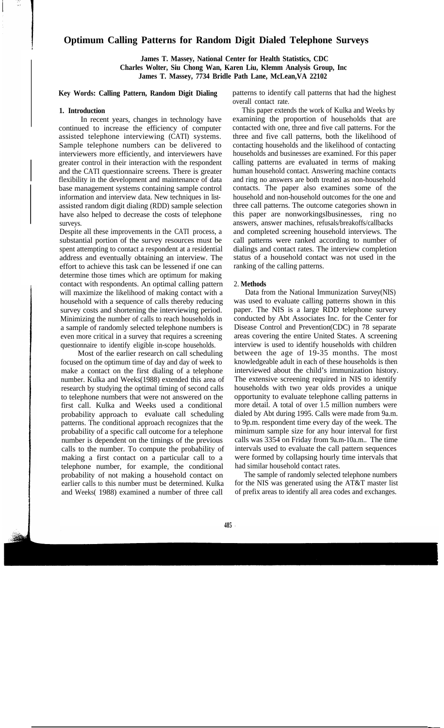# Optimum Calling Patterns for Random Digit Dialed Telephone Surveys

**James T. Massey, National Center for Health Statistics, CDC**
**Charles Wolter, Siu Chong Wan, Karen Liu, Klemm Analysis Group, Inc**
**James T. Massey, 7734 Bridle Path Lane, McLean,VA 22102**

**Key Words: Calling Pattern, Random Digit Dialing**

## 1. Introduction

In recent years, changes in technology have continued to increase the efficiency of computer assisted telephone interviewing (CATI) systems. Sample telephone numbers can be delivered to interviewers more efficiently, and interviewers have greater control in their interaction with the respondent and the CATI questionnaire screens. There is greater flexibility in the development and maintenance of data base management systems containing sample control information and interview data. New techniques in list-assisted random digit dialing (RDD) sample selection have also helped to decrease the costs of telephone surveys.

Despite all these improvements in the CATI process, a substantial portion of the survey resources must be spent attempting to contact a respondent at a residential address and eventually obtaining an interview. The effort to achieve this task can be lessened if one can determine those times which are optimum for making contact with respondents. An optimal calling pattern will maximize the likelihood of making contact with a household with a sequence of calls thereby reducing survey costs and shortening the interviewing period. Minimizing the number of calls to reach households in a sample of randomly selected telephone numbers is even more critical in a survey that requires a screening questionnaire to identify eligible in-scope households.

Most of the earlier research on call scheduling focused on the optimum time of day and day of week to make a contact on the first dialing of a telephone number. Kulka and Weeks(1988) extended this area of research by studying the optimal timing of second calls to telephone numbers that were not answered on the first call. Kulka and Weeks used a conditional probability approach to evaluate call scheduling patterns. The conditional approach recognizes that the probability of a specific call outcome for a telephone number is dependent on the timings of the previous calls to the number. To compute the probability of making a first contact on a particular call to a telephone number, for example, the conditional probability of not making a household contact on earlier calls to this number must be determined. Kulka and Weeks( 1988) examined a number of three call patterns to identify call patterns that had the highest overall contact rate.

This paper extends the work of Kulka and Weeks by examining the proportion of households that are contacted with one, three and five call patterns. For the three and five call patterns, both the likelihood of contacting households and the likelihood of contacting households and businesses are examined. For this paper calling patterns are evaluated in terms of making human household contact. Answering machine contacts and ring no answers are both treated as non-household contacts. The paper also examines some of the household and non-household outcomes for the one and three call patterns. The outcome categories shown in this paper are nonworkingslbusinesses, ring no answers, answer machines, refusals/breakoffs/callbacks and completed screening household interviews. The call patterns were ranked according to number of dialings and contact rates. The interview completion status of a household contact was not used in the ranking of the calling patterns.

## 2. Methods

Data from the National Immunization Survey(NIS) was used to evaluate calling patterns shown in this paper. The NIS is a large RDD telephone survey conducted by Abt Associates Inc. for the Center for Disease Control and Prevention(CDC) in 78 separate areas covering the entire United States. A screening interview is used to identify households with children between the age of 19-35 months. The most knowledgeable adult in each of these households is then interviewed about the child's immunization history. The extensive screening required in NIS to identify households with two year olds provides a unique opportunity to evaluate telephone calling patterns in more detail. A total of over 1.5 million numbers were dialed by Abt during 1995. Calls were made from 9a.m. to 9p.m. respondent time every day of the week. The minimum sample size for any hour interval for first calls was 3354 on Friday from 9a.m-10a.m.. The time intervals used to evaluate the call pattern sequences were formed by collapsing hourly time intervals that had similar household contact rates.

The sample of randomly selected telephone numbers for the NIS was generated using the AT&T master list of prefix areas to identify all area codes and exchanges.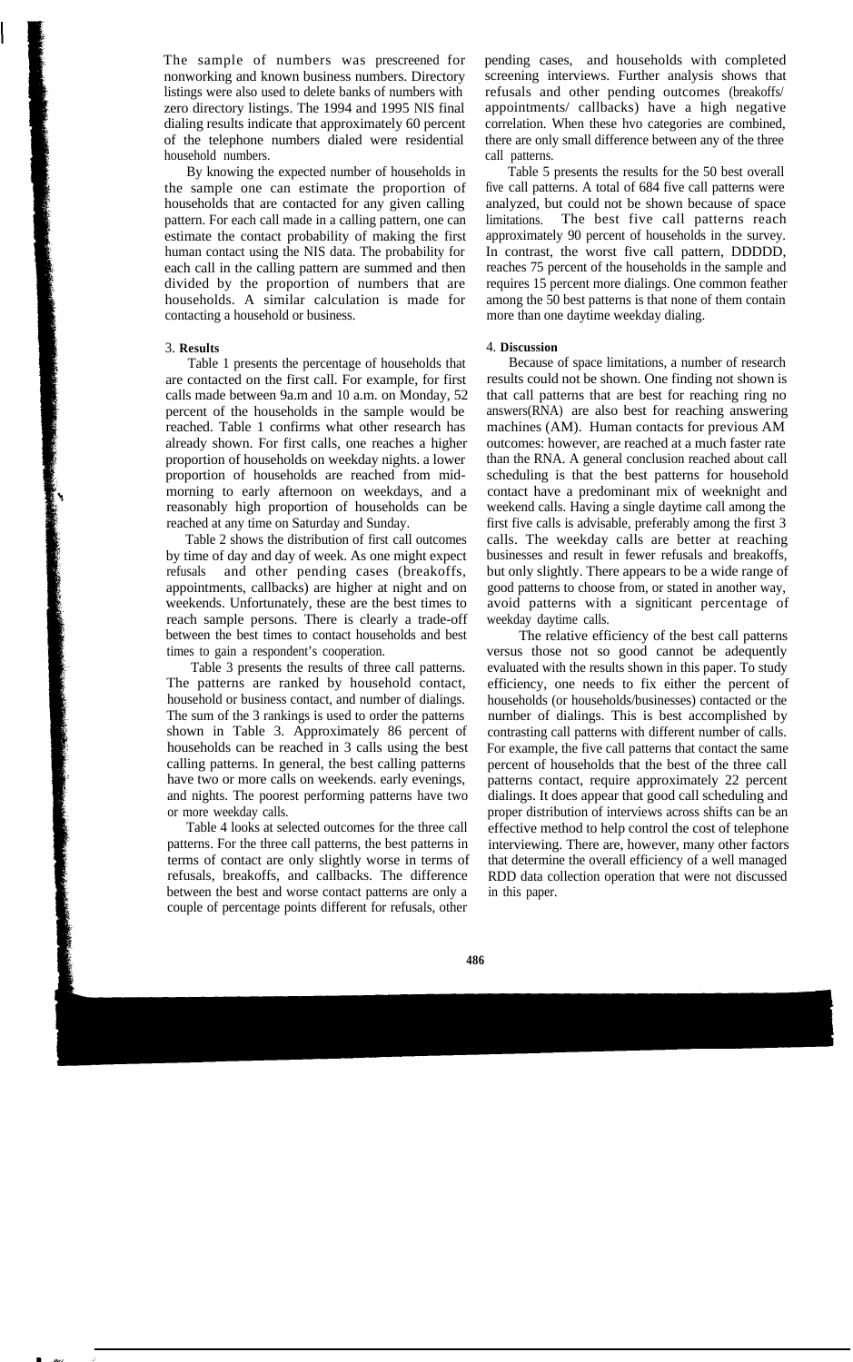The sample of numbers was prescreened for nonworking and known business numbers. Directory listings were also used to delete banks of numbers with zero directory listings. The 1994 and 1995 NIS final dialing results indicate that approximately 60 percent of the telephone numbers dialed were residential household numbers.

By knowing the expected number of households in the sample one can estimate the proportion of households that are contacted for any given calling pattern. For each call made in a calling pattern, one can estimate the contact probability of making the first human contact using the NIS data. The probability for each call in the calling pattern are summed and then divided by the proportion of numbers that are households. A similar calculation is made for contacting a household or business.

## 3. Results

Table 1 presents the percentage of households that are contacted on the first call. For example, for first calls made between 9a.m and 10 a.m. on Monday, 52 percent of the households in the sample would be reached. Table 1 confirms what other research has already shown. For first calls, one reaches a higher proportion of households on weekday nights. a lower proportion of households are reached from mid-morning to early afternoon on weekdays, and a reasonably high proportion of households can be reached at any time on Saturday and Sunday.

Table 2 shows the distribution of first call outcomes by time of day and day of week. As one might expect refusals and other pending cases (breakoffs, appointments, callbacks) are higher at night and on weekends. Unfortunately, these are the best times to reach sample persons. There is clearly a trade-off between the best times to contact households and best times to gain a respondent's cooperation.

Table 3 presents the results of three call patterns. The patterns are ranked by household contact, household or business contact, and number of dialings. The sum of the 3 rankings is used to order the patterns shown in Table 3. Approximately 86 percent of households can be reached in 3 calls using the best calling patterns. In general, the best calling patterns have two or more calls on weekends. early evenings, and nights. The poorest performing patterns have two or more weekday calls.

Table 4 looks at selected outcomes for the three call patterns. For the three call patterns, the best patterns in terms of contact are only slightly worse in terms of refusals, breakoffs, and callbacks. The difference between the best and worse contact patterns are only a couple of percentage points different for refusals, other pending cases, and households with completed screening interviews. Further analysis shows that refusals and other pending outcomes (breakoffs/ appointments/ callbacks) have a high negative correlation. When these hvo categories are combined, there are only small difference between any of the three call patterns.

Table 5 presents the results for the 50 best overall five call patterns. A total of 684 five call patterns were analyzed, but could not be shown because of space limitations. The best five call patterns reach approximately 90 percent of households in the survey. In contrast, the worst five call pattern, DDDDD, reaches 75 percent of the households in the sample and requires 15 percent more dialings. One common feather among the 50 best patterns is that none of them contain more than one daytime weekday dialing.

## 4. Discussion

Because of space limitations, a number of research results could not be shown. One finding not shown is that call patterns that are best for reaching ring no answers(RNA) are also best for reaching answering machines (AM). Human contacts for previous AM outcomes: however, are reached at a much faster rate than the RNA. A general conclusion reached about call scheduling is that the best patterns for household contact have a predominant mix of weeknight and weekend calls. Having a single daytime call among the first five calls is advisable, preferably among the first 3 calls. The weekday calls are better at reaching businesses and result in fewer refusals and breakoffs, but only slightly. There appears to be a wide range of good patterns to choose from, or stated in another way, avoid patterns with a signiticant percentage of weekday daytime calls.

The relative efficiency of the best call patterns versus those not so good cannot be adequently evaluated with the results shown in this paper. To study efficiency, one needs to fix either the percent of households (or households/businesses) contacted or the number of dialings. This is best accomplished by contrasting call patterns with different number of calls. For example, the five call patterns that contact the same percent of households that the best of the three call patterns contact, require approximately 22 percent dialings. It does appear that good call scheduling and proper distribution of interviews across shifts can be an effective method to help control the cost of telephone interviewing. There are, however, many other factors that determine the overall efficiency of a well managed RDD data collection operation that were not discussed in this paper.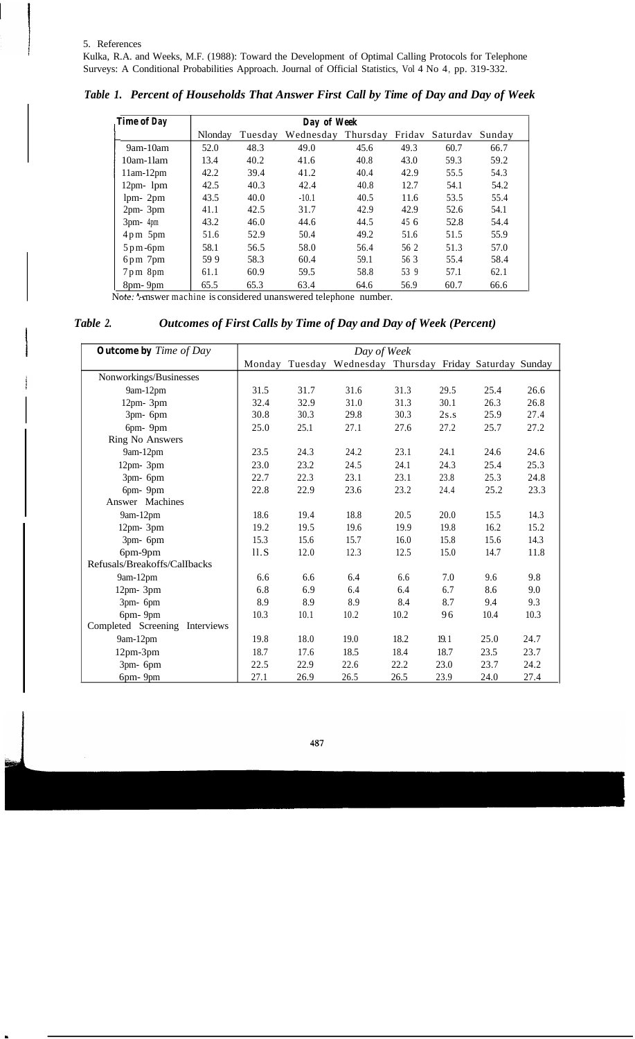## 5. References

Kulka, R.A. and Weeks, M.F. (1988): Toward the Development of Optimal Calling Protocols for Telephone Surveys: A Conditional Probabilities Approach. Journal of Official Statistics, Vol 4 No 4, pp. 319-332.

***Table 1. Percent of Households That Answer First Call by Time of Day and Day of Week***

| Time of Day | Day of Week | | | | | | |
|---|---|---|---|---|---|---|---|
| | Nlonday | Tuesday | Wednesday | Thursday | Fridav | Saturdav | Sunday |
| 9am-10am | 52.0 | 48.3 | 49.0 | 45.6 | 49.3 | 60.7 | 66.7 |
| 10am-1lam | 13.4 | 40.2 | 41.6 | 40.8 | 43.0 | 59.3 | 59.2 |
| 11am-12pm | 42.2 | 39.4 | 41.2 | 40.4 | 42.9 | 55.5 | 54.3 |
| 12pm- lpm | 42.5 | 40.3 | 42.4 | 40.8 | 12.7 | 54.1 | 54.2 |
| lpm- 2pm | 43.5 | 40.0 | -10.1 | 40.5 | 11.6 | 53.5 | 55.4 |
| 2pm- 3pm | 41.1 | 42.5 | 31.7 | 42.9 | 42.9 | 52.6 | 54.1 |
| 3pm- 4pm | 43.2 | 46.0 | 44.6 | 44.5 | 45 6 | 52.8 | 54.4 |
| 4pm 5pm | 51.6 | 52.9 | 50.4 | 49.2 | 51.6 | 51.5 | 55.9 |
| 5pm-6pm | 58.1 | 56.5 | 58.0 | 56.4 | 56 2 | 51.3 | 57.0 |
| 6pm 7pm | 59 9 | 58.3 | 60.4 | 59.1 | 56 3 | 55.4 | 58.4 |
| 7pm 8pm | 61.1 | 60.9 | 59.5 | 58.8 | 53 9 | 57.1 | 62.1 |
| 8pm- 9pm | 65.5 | 65.3 | 63.4 | 64.6 | 56.9 | 60.7 | 66.6 |

Note: Answer machine is considered unanswered telephone number.

***Table 2. Outcomes of First Calls by Time of Day and Day of Week (Percent)***

| Outcome by *Time of Day* | *Day of Week* | | | | | | |
|---|---|---|---|---|---|---|---|
| | Monday | Tuesday | Wednesday | Thursday | Friday | Saturday | Sunday |
| Nonworkings/Businesses | | | | | | | |
| 9am-12pm | 31.5 | 31.7 | 31.6 | 31.3 | 29.5 | 25.4 | 26.6 |
| 12pm- 3pm | 32.4 | 32.9 | 31.0 | 31.3 | 30.1 | 26.3 | 26.8 |
| 3pm- 6pm | 30.8 | 30.3 | 29.8 | 30.3 | 2s.s | 25.9 | 27.4 |
| 6pm- 9pm | 25.0 | 25.1 | 27.1 | 27.6 | 27.2 | 25.7 | 27.2 |
| Ring No Answers | | | | | | | |
| 9am-12pm | 23.5 | 24.3 | 24.2 | 23.1 | 24.1 | 24.6 | 24.6 |
| 12pm- 3pm | 23.0 | 23.2 | 24.5 | 24.1 | 24.3 | 25.4 | 25.3 |
| 3pm- 6pm | 22.7 | 22.3 | 23.1 | 23.1 | 23.8 | 25.3 | 24.8 |
| 6pm- 9pm | 22.8 | 22.9 | 23.6 | 23.2 | 24.4 | 25.2 | 23.3 |
| Answer Machines | | | | | | | |
| 9am-12pm | 18.6 | 19.4 | 18.8 | 20.5 | 20.0 | 15.5 | 14.3 |
| 12pm- 3pm | 19.2 | 19.5 | 19.6 | 19.9 | 19.8 | 16.2 | 15.2 |
| 3pm- 6pm | 15.3 | 15.6 | 15.7 | 16.0 | 15.8 | 15.6 | 14.3 |
| 6pm-9pm | 11.S | 12.0 | 12.3 | 12.5 | 15.0 | 14.7 | 11.8 |
| Refusals/Breakoffs/Callbacks | | | | | | | |
| 9am-12pm | 6.6 | 6.6 | 6.4 | 6.6 | 7.0 | 9.6 | 9.8 |
| 12pm- 3pm | 6.8 | 6.9 | 6.4 | 6.4 | 6.7 | 8.6 | 9.0 |
| 3pm- 6pm | 8.9 | 8.9 | 8.9 | 8.4 | 8.7 | 9.4 | 9.3 |
| 6pm- 9pm | 10.3 | 10.1 | 10.2 | 10.2 | 96 | 10.4 | 10.3 |
| Completed Screening Interviews | | | | | | | |
| 9am-12pm | 19.8 | 18.0 | 19.0 | 18.2 | 19.1 | 25.0 | 24.7 |
| 12pm-3pm | 18.7 | 17.6 | 18.5 | 18.4 | 18.7 | 23.5 | 23.7 |
| 3pm- 6pm | 22.5 | 22.9 | 22.6 | 22.2 | 23.0 | 23.7 | 24.2 |
| 6pm- 9pm | 27.1 | 26.9 | 26.5 | 26.5 | 23.9 | 24.0 | 27.4 |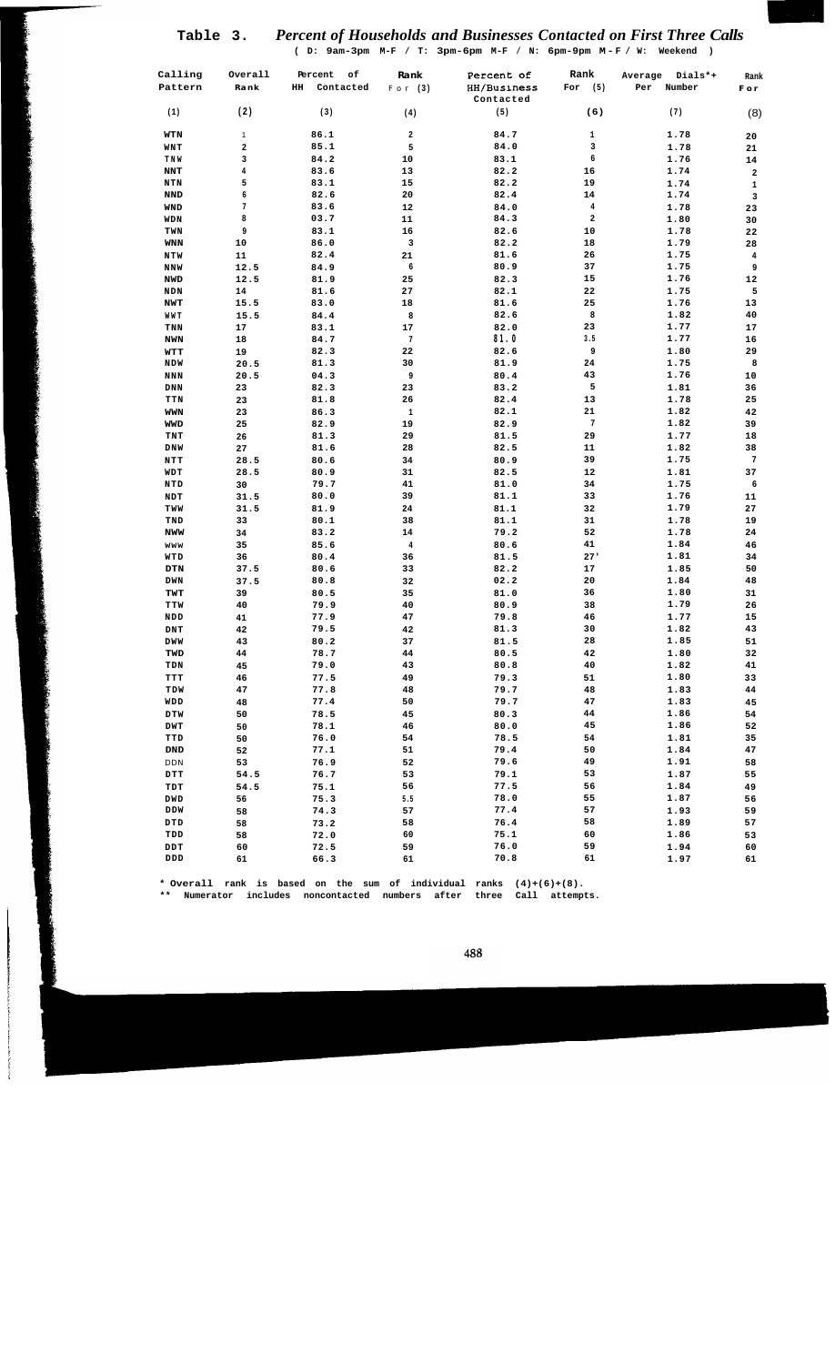**Table 3.** *Percent of Households and Businesses Contacted on First Three Calls*

( D: 9am-3pm M-F / T: 3pm-6pm M-F / N: 6pm-9pm M-F / W: Weekend )

| Calling Pattern | Overall Rank | Percent of HH Contacted | Rank For (3) | Percent of HH/Business Contacted | Rank For (5) | Average Dials*+ Per Number | Rank For |
|---|---|---|---|---|---|---|---|
| (1) | (2) | (3) | (4) | (5) | (6) | (7) | (8) |
| WTN | 1 | 86.1 | 2 | 84.7 | 1 | 1.78 | 20 |
| WNT | 2 | 85.1 | 5 | 84.0 | 3 | 1.78 | 21 |
| TNW | 3 | 84.2 | 10 | 83.1 | 6 | 1.76 | 14 |
| NNT | 4 | 83.6 | 13 | 82.2 | 16 | 1.74 | 2 |
| NTN | 5 | 83.1 | 15 | 82.2 | 19 | 1.74 | 1 |
| NND | 6 | 82.6 | 20 | 82.4 | 14 | 1.74 | 3 |
| WND | 7 | 83.6 | 12 | 84.0 | 4 | 1.78 | 23 |
| WDN | 8 | 03.7 | 11 | 84.3 | 2 | 1.80 | 30 |
| TWN | 9 | 83.1 | 16 | 82.6 | 10 | 1.78 | 22 |
| WNN | 10 | 86.0 | 3 | 82.2 | 18 | 1.79 | 28 |
| NTW | 11 | 82.4 | 21 | 81.6 | 26 | 1.75 | 4 |
| NNW | 12.5 | 84.9 | 6 | 80.9 | 37 | 1.75 | 9 |
| NWD | 12.5 | 81.9 | 25 | 82.3 | 15 | 1.76 | 12 |
| NDN | 14 | 81.6 | 27 | 82.1 | 22 | 1.75 | 5 |
| NWT | 15.5 | 83.0 | 18 | 81.6 | 25 | 1.76 | 13 |
| WWT | 15.5 | 84.4 | 8 | 82.6 | 8 | 1.82 | 40 |
| TNN | 17 | 83.1 | 17 | 82.0 | 23 | 1.77 | 17 |
| NWN | 18 | 84.7 | 7 | 81.0 | 3.5 | 1.77 | 16 |
| WTT | 19 | 82.3 | 22 | 82.6 | 9 | 1.80 | 29 |
| NDW | 20.5 | 81.3 | 30 | 81.9 | 24 | 1.75 | 8 |
| NNN | 20.5 | 04.3 | 9 | 80.4 | 43 | 1.76 | 10 |
| DNN | 23 | 82.3 | 23 | 83.2 | 5 | 1.81 | 36 |
| TTN | 23 | 81.8 | 26 | 82.4 | 13 | 1.78 | 25 |
| WWN | 23 | 86.3 | 1 | 82.1 | 21 | 1.82 | 42 |
| WWD | 25 | 82.9 | 19 | 82.9 | 7 | 1.82 | 39 |
| TNT | 26 | 81.3 | 29 | 81.5 | 29 | 1.77 | 18 |
| DNW | 27 | 81.6 | 28 | 82.5 | 11 | 1.82 | 38 |
| NTT | 28.5 | 80.6 | 34 | 80.9 | 39 | 1.75 | 7 |
| WDT | 28.5 | 80.9 | 31 | 82.5 | 12 | 1.81 | 37 |
| NTD | 30 | 79.7 | 41 | 81.0 | 34 | 1.75 | 6 |
| NDT | 31.5 | 80.0 | 39 | 81.1 | 33 | 1.76 | 11 |
| TWW | 31.5 | 81.9 | 24 | 81.1 | 32 | 1.79 | 27 |
| TND | 33 | 80.1 | 38 | 81.1 | 31 | 1.78 | 19 |
| NWW | 34 | 83.2 | 14 | 79.2 | 52 | 1.78 | 24 |
| WWW | 35 | 85.6 | 4 | 80.6 | 41 | 1.84 | 46 |
| WTD | 36 | 80.4 | 36 | 81.5 | 27' | 1.81 | 34 |
| DTN | 37.5 | 80.6 | 33 | 82.2 | 17 | 1.85 | 50 |
| DWN | 37.5 | 80.8 | 32 | 02.2 | 20 | 1.84 | 48 |
| TWT | 39 | 80.5 | 35 | 81.0 | 36 | 1.80 | 31 |
| TTW | 40 | 79.9 | 40 | 80.9 | 38 | 1.79 | 26 |
| NDD | 41 | 77.9 | 47 | 79.8 | 46 | 1.77 | 15 |
| DNT | 42 | 79.5 | 42 | 81.3 | 30 | 1.82 | 43 |
| DWW | 43 | 80.2 | 37 | 81.5 | 28 | 1.85 | 51 |
| TWD | 44 | 78.7 | 44 | 80.5 | 42 | 1.80 | 32 |
| TDN | 45 | 79.0 | 43 | 80.8 | 40 | 1.82 | 41 |
| TTT | 46 | 77.5 | 49 | 79.3 | 51 | 1.80 | 33 |
| TDW | 47 | 77.8 | 48 | 79.7 | 48 | 1.83 | 44 |
| WDD | 48 | 77.4 | 50 | 79.7 | 47 | 1.83 | 45 |
| DTW | 50 | 78.5 | 45 | 80.3 | 44 | 1.86 | 54 |
| DWT | 50 | 78.1 | 46 | 80.0 | 45 | 1.86 | 52 |
| TTD | 50 | 76.0 | 54 | 78.5 | 54 | 1.81 | 35 |
| DND | 52 | 77.1 | 51 | 79.4 | 50 | 1.84 | 47 |
| DDN | 53 | 76.9 | 52 | 79.6 | 49 | 1.91 | 58 |
| DTT | 54.5 | 76.7 | 53 | 79.1 | 53 | 1.87 | 55 |
| TDT | 54.5 | 75.1 | 56 | 77.5 | 56 | 1.84 | 49 |
| DWD | 56 | 75.3 | 5.5 | 78.0 | 55 | 1.87 | 56 |
| DDW | 58 | 74.3 | 57 | 77.4 | 57 | 1.93 | 59 |
| DTD | 58 | 73.2 | 58 | 76.4 | 58 | 1.89 | 57 |
| TDD | 58 | 72.0 | 60 | 75.1 | 60 | 1.86 | 53 |
| DDT | 60 | 72.5 | 59 | 76.0 | 59 | 1.94 | 60 |
| DDD | 61 | 66.3 | 61 | 70.8 | 61 | 1.97 | 61 |

\* Overall rank is based on the sum of individual ranks (4)+(6)+(8).
\*\* Numerator includes noncontacted numbers after three Call attempts.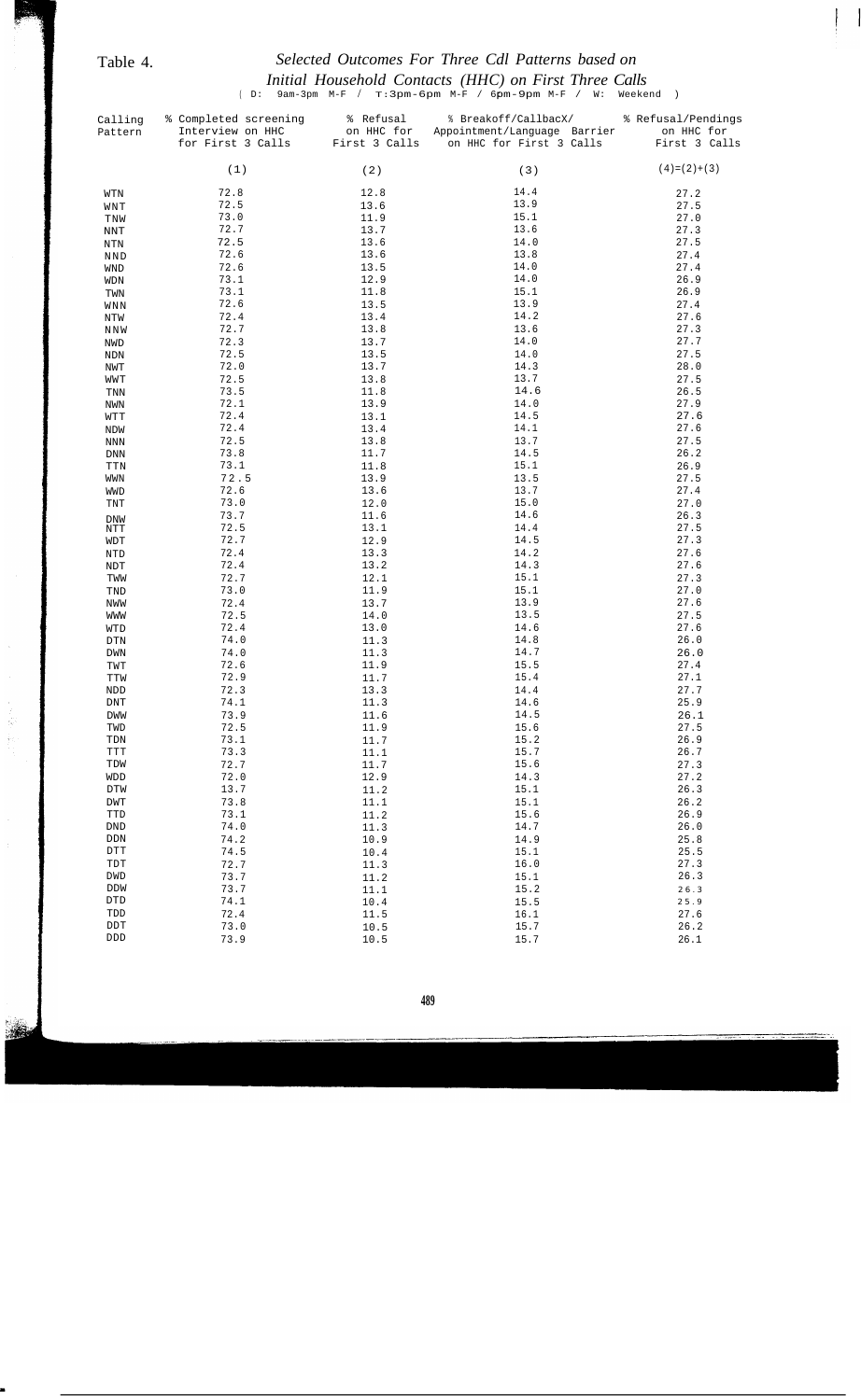Table 4. *Selected Outcomes For Three Cdl Patterns based on Initial Household Contacts (HHC) on First Three Calls*

( D: 9am-3pm M-F / T:3pm-6pm M-F / 6pm-9pm M-F / W: Weekend )

| Calling Pattern | % Completed screening Interview on HHC for First 3 Calls | % Refusal on HHC for First 3 Calls | % Breakoff/CallbacX/ Appointment/Language Barrier on HHC for First 3 Calls | % Refusal/Pendings on HHC for First 3 Calls |
|---|---|---|---|---|
| | (1) | (2) | (3) | (4)=(2)+(3) |
| WTN | 72.8 | 12.8 | 14.4 | 27.2 |
| WNT | 72.5 | 13.6 | 13.9 | 27.5 |
| TNW | 73.0 | 11.9 | 15.1 | 27.0 |
| NNT | 72.7 | 13.7 | 13.6 | 27.3 |
| NTN | 72.5 | 13.6 | 14.0 | 27.5 |
| NND | 72.6 | 13.6 | 13.8 | 27.4 |
| WND | 72.6 | 13.5 | 14.0 | 27.4 |
| WDN | 73.1 | 12.9 | 14.0 | 26.9 |
| TWN | 73.1 | 11.8 | 15.1 | 26.9 |
| WNN | 72.6 | 13.5 | 13.9 | 27.4 |
| NTW | 72.4 | 13.4 | 14.2 | 27.6 |
| NNW | 72.7 | 13.8 | 13.6 | 27.3 |
| NWD | 72.3 | 13.7 | 14.0 | 27.7 |
| NDN | 72.5 | 13.5 | 14.0 | 27.5 |
| NWT | 72.0 | 13.7 | 14.3 | 28.0 |
| WWT | 72.5 | 13.8 | 13.7 | 27.5 |
| TNN | 73.5 | 11.8 | 14.6 | 26.5 |
| NWN | 72.1 | 13.9 | 14.0 | 27.9 |
| WTT | 72.4 | 13.1 | 14.5 | 27.6 |
| NDW | 72.4 | 13.4 | 14.1 | 27.6 |
| NNN | 72.5 | 13.8 | 13.7 | 27.5 |
| DNN | 73.8 | 11.7 | 14.5 | 26.2 |
| TTN | 73.1 | 11.8 | 15.1 | 26.9 |
| WWN | 72.5 | 13.9 | 13.5 | 27.5 |
| WWD | 72.6 | 13.6 | 13.7 | 27.4 |
| TNT | 73.0 | 12.0 | 15.0 | 27.0 |
| DNW | 73.7 | 11.6 | 14.6 | 26.3 |
| NTT | 72.5 | 13.1 | 14.4 | 27.5 |
| WDT | 72.7 | 12.9 | 14.5 | 27.3 |
| NTD | 72.4 | 13.3 | 14.2 | 27.6 |
| NDT | 72.4 | 13.2 | 14.3 | 27.6 |
| TWW | 72.7 | 12.1 | 15.1 | 27.3 |
| TND | 73.0 | 11.9 | 15.1 | 27.0 |
| NWW | 72.4 | 13.7 | 13.9 | 27.6 |
| WWW | 72.5 | 14.0 | 13.5 | 27.5 |
| WTD | 72.4 | 13.0 | 14.6 | 27.6 |
| DTN | 74.0 | 11.3 | 14.8 | 26.0 |
| DWN | 74.0 | 11.3 | 14.7 | 26.0 |
| TWT | 72.6 | 11.9 | 15.5 | 27.4 |
| TTW | 72.9 | 11.7 | 15.4 | 27.1 |
| NDD | 72.3 | 13.3 | 14.4 | 27.7 |
| DNT | 74.1 | 11.3 | 14.6 | 25.9 |
| DWW | 73.9 | 11.6 | 14.5 | 26.1 |
| TWD | 72.5 | 11.9 | 15.6 | 27.5 |
| TDN | 73.1 | 11.7 | 15.2 | 26.9 |
| TTT | 73.3 | 11.1 | 15.7 | 26.7 |
| TDW | 72.7 | 11.7 | 15.6 | 27.3 |
| WDD | 72.0 | 12.9 | 14.3 | 27.2 |
| DTW | 13.7 | 11.2 | 15.1 | 26.3 |
| DWT | 73.8 | 11.1 | 15.1 | 26.2 |
| TTD | 73.1 | 11.2 | 15.6 | 26.9 |
| DND | 74.0 | 11.3 | 14.7 | 26.0 |
| DDN | 74.2 | 10.9 | 14.9 | 25.8 |
| DTT | 74.5 | 10.4 | 15.1 | 25.5 |
| TDT | 72.7 | 11.3 | 16.0 | 27.3 |
| DWD | 73.7 | 11.2 | 15.1 | 26.3 |
| DDW | 73.7 | 11.1 | 15.2 | 26.3 |
| DTD | 74.1 | 10.4 | 15.5 | 25.9 |
| TDD | 72.4 | 11.5 | 16.1 | 27.6 |
| DDT | 73.0 | 10.5 | 15.7 | 26.2 |
| DDD | 73.9 | 10.5 | 15.7 | 26.1 |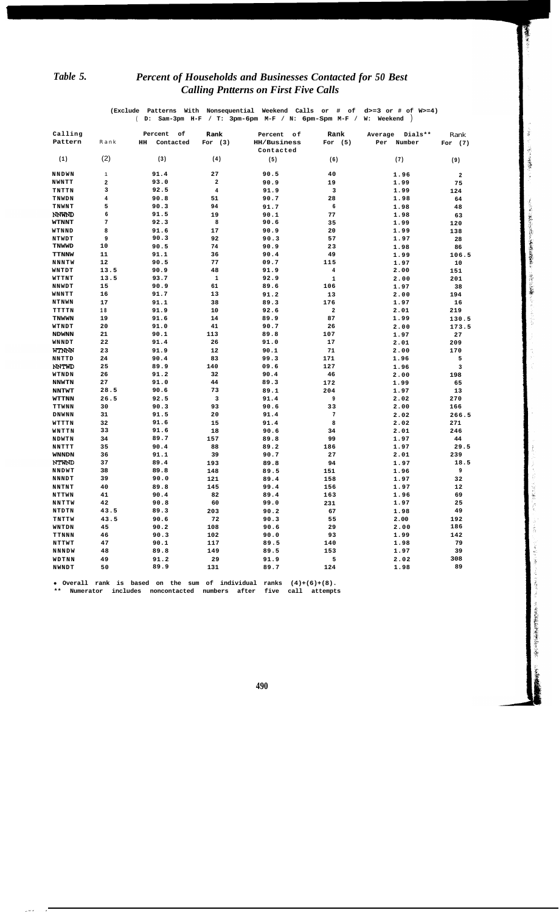*Table 5.* ***Percent of Households and Businesses Contacted for 50 Best Calling Pntterns on First Five Calls***

(Exclude Patterns With Nonsequential Weekend Calls or # of d>=3 or # of W>=4)
( D: Sam-3pm H-F / T: 3pm-6pm M-F / N: 6pm-Spm M-F / W: Weekend )

| Calling Pattern | Rank | Percent of HH Contacted | Rank For (3) | Percent of HH/Business Contacted | Rank For (5) | Average Dials** Per Number | Rank For (7) |
|---|---|---|---|---|---|---|---|
| (1) | (2) | (3) | (4) | (5) | (6) | (7) | (9) |
| NNDWN | 1 | 91.4 | 27 | 90.5 | 40 | 1.96 | 2 |
| NWNTT | 2 | 93.0 | 2 | 90.9 | 19 | 1.99 | 75 |
| TNTTN | 3 | 92.5 | 4 | 91.9 | 3 | 1.99 | 124 |
| TNWDN | 4 | 90.8 | 51 | 90.7 | 28 | 1.98 | 64 |
| TNWNT | 5 | 90.3 | 94 | 91.7 | 6 | 1.98 | 48 |
| NNWND | 6 | 91.5 | 19 | 90.1 | 77 | 1.98 | 63 |
| WTNNT | 7 | 92.3 | 8 | 90.6 | 35 | 1.99 | 120 |
| WTNND | 8 | 91.6 | 17 | 90.9 | 20 | 1.99 | 138 |
| NTWDT | 9 | 90.3 | 92 | 90.3 | 57 | 1.97 | 28 |
| TNWWD | 10 | 90.5 | 74 | 90.9 | 23 | 1.98 | 86 |
| TTNNW | 11 | 91.1 | 36 | 90.4 | 49 | 1.99 | 106.5 |
| NNNTW | 12 | 90.5 | 77 | 09.7 | 115 | 1.97 | 10 |
| WNTDT | 13.5 | 90.9 | 48 | 91.9 | 4 | 2.00 | 151 |
| WTTNT | 13.5 | 93.7 | 1 | 92.9 | 1 | 2.00 | 201 |
| NNWDT | 15 | 90.9 | 61 | 89.6 | 106 | 1.97 | 38 |
| WNNTT | 16 | 91.7 | 13 | 91.2 | 13 | 2.00 | 194 |
| NTNWN | 17 | 91.1 | 38 | 89.3 | 176 | 1.97 | 16 |
| TTTTN | 18 | 91.9 | 10 | 92.6 | 2 | 2.01 | 219 |
| TNWWN | 19 | 91.6 | 14 | 89.9 | 87 | 1.99 | 130.5 |
| WTNDT | 20 | 91.0 | 41 | 90.7 | 26 | 2.00 | 173.5 |
| NDWNN | 21 | 90.1 | 113 | 89.8 | 107 | 1.97 | 27 |
| WNNDT | 22 | 91.4 | 26 | 91.0 | 17 | 2.01 | 209 |
| WTNNN | 23 | 91.9 | 12 | 90.1 | 71 | 2.00 | 170 |
| NNTTD | 24 | 90.4 | 83 | 99.3 | 171 | 1.96 | 5 |
| NNTWD | 25 | 89.9 | 140 | 09.6 | 127 | 1.96 | 3 |
| WTNDN | 26 | 91.2 | 32 | 90.4 | 46 | 2.00 | 198 |
| NNWTN | 27 | 91.0 | 44 | 89.3 | 172 | 1.99 | 65 |
| NNTWT | 28.5 | 90.6 | 73 | 89.1 | 204 | 1.97 | 13 |
| WTTNN | 26.5 | 92.5 | 3 | 91.4 | 9 | 2.02 | 270 |
| TTWNN | 30 | 90.3 | 93 | 90.6 | 33 | 2.00 | 166 |
| DNWNN | 31 | 91.5 | 20 | 91.4 | 7 | 2.02 | 266.5 |
| WTTTN | 32 | 91.6 | 15 | 91.4 | 8 | 2.02 | 271 |
| WNTTN | 33 | 91.6 | 18 | 90.6 | 34 | 2.01 | 246 |
| NDWTN | 34 | 89.7 | 157 | 89.8 | 99 | 1.97 | 44 |
| NNTTT | 35 | 90.4 | 88 | 89.2 | 186 | 1.97 | 29.5 |
| WNNDN | 36 | 91.1 | 39 | 90.7 | 27 | 2.01 | 239 |
| NTWND | 37 | 89.4 | 193 | 89.8 | 94 | 1.97 | 18.5 |
| NNDWT | 38 | 89.8 | 148 | 89.5 | 151 | 1.96 | 9 |
| NNNDT | 39 | 90.0 | 121 | 89.4 | 158 | 1.97 | 32 |
| NNTNT | 40 | 89.8 | 145 | 99.4 | 156 | 1.97 | 12 |
| NTTWN | 41 | 90.4 | 82 | 89.4 | 163 | 1.96 | 69 |
| NNTTW | 42 | 90.8 | 60 | 99.0 | 231 | 1.97 | 25 |
| NTDTN | 43.5 | 89.3 | 203 | 90.2 | 67 | 1.98 | 49 |
| TNTTW | 43.5 | 90.6 | 72 | 90.3 | 55 | 2.00 | 192 |
| WNTDN | 45 | 90.2 | 108 | 90.6 | 29 | 2.00 | 186 |
| TTNNN | 46 | 90.3 | 102 | 90.0 | 93 | 1.99 | 142 |
| NTTWT | 47 | 90.1 | 117 | 89.5 | 140 | 1.98 | 79 |
| NNNDW | 48 | 89.8 | 149 | 89.5 | 153 | 1.97 | 39 |
| WDTNN | 49 | 91.2 | 29 | 91.9 | 5 | 2.02 | 308 |
| NWNDT | 50 | 89.9 | 131 | 89.7 | 124 | 1.98 | 89 |

• Overall rank is based on the sum of individual ranks (4)+(6)+(8).
** Numerator includes noncontacted numbers after five call attempts